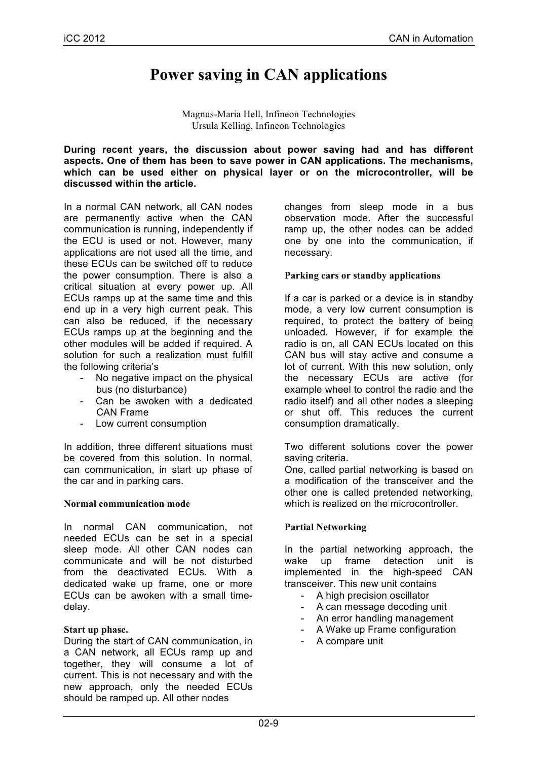# Power saving in CAN applications

Magnus-Maria Hell, Infineon Technologies
Ursula Kelling, Infineon Technologies

**During recent years, the discussion about power saving had and has different aspects. One of them has been to save power in CAN applications. The mechanisms, which can be used either on physical layer or on the microcontroller, will be discussed within the article.**

In a normal CAN network, all CAN nodes are permanently active when the CAN communication is running, independently if the ECU is used or not. However, many applications are not used all the time, and these ECUs can be switched off to reduce the power consumption. There is also a critical situation at every power up. All ECUs ramps up at the same time and this end up in a very high current peak. This can also be reduced, if the necessary ECUs ramps up at the beginning and the other modules will be added if required. A solution for such a realization must fulfill the following criteria's

- No negative impact on the physical bus (no disturbance)
- Can be awoken with a dedicated CAN Frame
- Low current consumption

In addition, three different situations must be covered from this solution. In normal, can communication, in start up phase of the car and in parking cars.

### Normal communication mode

In normal CAN communication, not needed ECUs can be set in a special sleep mode. All other CAN nodes can communicate and will be not disturbed from the deactivated ECUs. With a dedicated wake up frame, one or more ECUs can be awoken with a small time-delay.

### Start up phase.

During the start of CAN communication, in a CAN network, all ECUs ramp up and together, they will consume a lot of current. This is not necessary and with the new approach, only the needed ECUs should be ramped up. All other nodes changes from sleep mode in a bus observation mode. After the successful ramp up, the other nodes can be added one by one into the communication, if necessary.

### Parking cars or standby applications

If a car is parked or a device is in standby mode, a very low current consumption is required, to protect the battery of being unloaded. However, if for example the radio is on, all CAN ECUs located on this CAN bus will stay active and consume a lot of current. With this new solution, only the necessary ECUs are active (for example wheel to control the radio and the radio itself) and all other nodes a sleeping or shut off. This reduces the current consumption dramatically.

Two different solutions cover the power saving criteria.
One, called partial networking is based on a modification of the transceiver and the other one is called pretended networking, which is realized on the microcontroller.

### Partial Networking

In the partial networking approach, the wake up frame detection unit is implemented in the high-speed CAN transceiver. This new unit contains

- A high precision oscillator
- A can message decoding unit
- An error handling management
- A Wake up Frame configuration
- A compare unit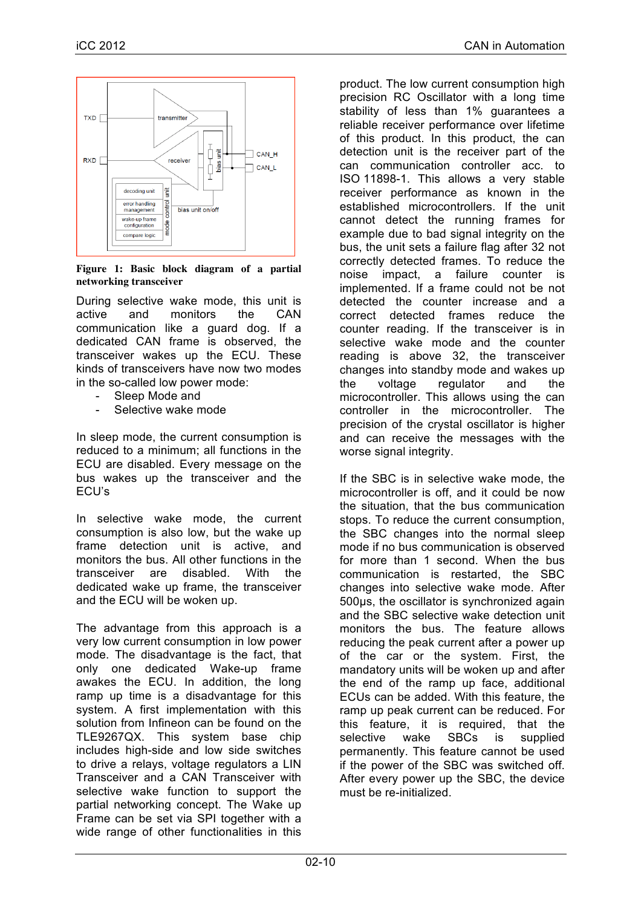**Figure 1: Basic block diagram of a partial networking transceiver**

During selective wake mode, this unit is active and monitors the CAN communication like a guard dog. If a dedicated CAN frame is observed, the transceiver wakes up the ECU. These kinds of transceivers have now two modes in the so-called low power mode:

- Sleep Mode and
- Selective wake mode

In sleep mode, the current consumption is reduced to a minimum; all functions in the ECU are disabled. Every message on the bus wakes up the transceiver and the ECU's

In selective wake mode, the current consumption is also low, but the wake up frame detection unit is active, and monitors the bus. All other functions in the transceiver are disabled. With the dedicated wake up frame, the transceiver and the ECU will be woken up.

The advantage from this approach is a very low current consumption in low power mode. The disadvantage is the fact, that only one dedicated Wake-up frame awakes the ECU. In addition, the long ramp up time is a disadvantage for this system. A first implementation with this solution from Infineon can be found on the TLE9267QX. This system base chip includes high-side and low side switches to drive a relays, voltage regulators a LIN Transceiver and a CAN Transceiver with selective wake function to support the partial networking concept. The Wake up Frame can be set via SPI together with a wide range of other functionalities in this product. The low current consumption high precision RC Oscillator with a long time stability of less than 1% guarantees a reliable receiver performance over lifetime of this product. In this product, the can detection unit is the receiver part of the can communication controller acc. to ISO 11898-1. This allows a very stable receiver performance as known in the established microcontrollers. If the unit cannot detect the running frames for example due to bad signal integrity on the bus, the unit sets a failure flag after 32 not correctly detected frames. To reduce the noise impact, a failure counter is implemented. If a frame could not be not detected the counter increase and a correct detected frames reduce the counter reading. If the transceiver is in selective wake mode and the counter reading is above 32, the transceiver changes into standby mode and wakes up the voltage regulator and the microcontroller. This allows using the can controller in the microcontroller. The precision of the crystal oscillator is higher and can receive the messages with the worse signal integrity.

If the SBC is in selective wake mode, the microcontroller is off, and it could be now the situation, that the bus communication stops. To reduce the current consumption, the SBC changes into the normal sleep mode if no bus communication is observed for more than 1 second. When the bus communication is restarted, the SBC changes into selective wake mode. After 500µs, the oscillator is synchronized again and the SBC selective wake detection unit monitors the bus. The feature allows reducing the peak current after a power up of the car or the system. First, the mandatory units will be woken up and after the end of the ramp up face, additional ECUs can be added. With this feature, the ramp up peak current can be reduced. For this feature, it is required, that the selective wake SBCs is supplied permanently. This feature cannot be used if the power of the SBC was switched off. After every power up the SBC, the device must be re-initialized.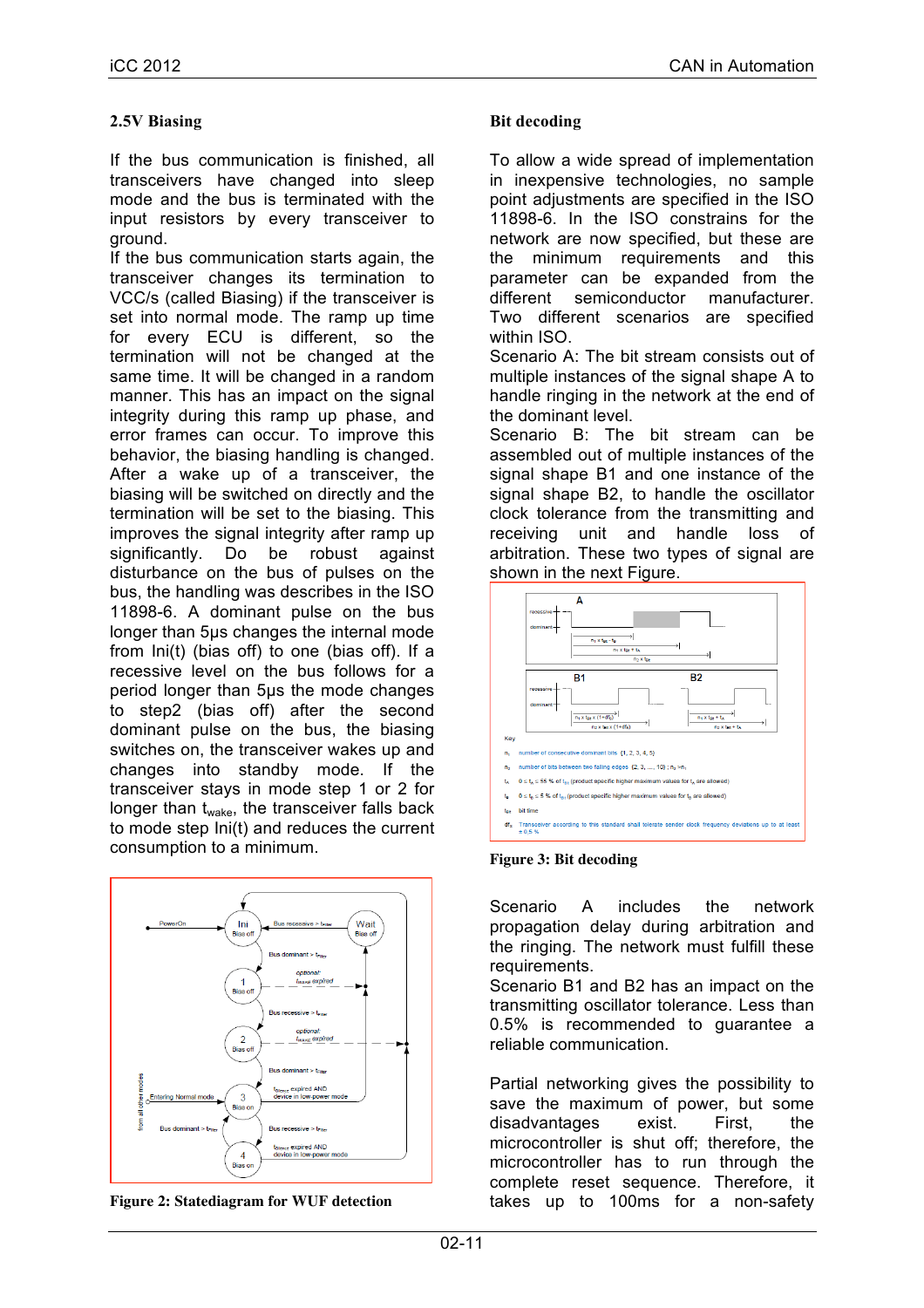## 2.5V Biasing

If the bus communication is finished, all transceivers have changed into sleep mode and the bus is terminated with the input resistors by every transceiver to ground.

If the bus communication starts again, the transceiver changes its termination to VCC/s (called Biasing) if the transceiver is set into normal mode. The ramp up time for every ECU is different, so the termination will not be changed at the same time. It will be changed in a random manner. This has an impact on the signal integrity during this ramp up phase, and error frames can occur. To improve this behavior, the biasing handling is changed. After a wake up of a transceiver, the biasing will be switched on directly and the termination will be set to the biasing. This improves the signal integrity after ramp up significantly. Do be robust against disturbance on the bus of pulses on the bus, the handling was describes in the ISO 11898-6. A dominant pulse on the bus longer than 5µs changes the internal mode from Ini(t) (bias off) to one (bias off). If a recessive level on the bus follows for a period longer than 5µs the mode changes to step2 (bias off) after the second dominant pulse on the bus, the biasing switches on, the transceiver wakes up and changes into standby mode. If the transceiver stays in mode step 1 or 2 for longer than $t_{wake}$, the transceiver falls back to mode step Ini(t) and reduces the current consumption to a minimum.

**Figure 2: Statediagram for WUF detection**

## Bit decoding

To allow a wide spread of implementation in inexpensive technologies, no sample point adjustments are specified in the ISO 11898-6. In the ISO constrains for the network are now specified, but these are the minimum requirements and this parameter can be expanded from the different semiconductor manufacturer. Two different scenarios are specified within ISO.

Scenario A: The bit stream consists out of multiple instances of the signal shape A to handle ringing in the network at the end of the dominant level.

Scenario B: The bit stream can be assembled out of multiple instances of the signal shape B1 and one instance of the signal shape B2, to handle the oscillator clock tolerance from the transmitting and receiving unit and handle loss of arbitration. These two types of signal are shown in the next Figure.

**Figure 3: Bit decoding**

Scenario A includes the network propagation delay during arbitration and the ringing. The network must fulfill these requirements.

Scenario B1 and B2 has an impact on the transmitting oscillator tolerance. Less than 0.5% is recommended to guarantee a reliable communication.

Partial networking gives the possibility to save the maximum of power, but some disadvantages exist. First, the microcontroller is shut off; therefore, the microcontroller has to run through the complete reset sequence. Therefore, it takes up to 100ms for a non-safety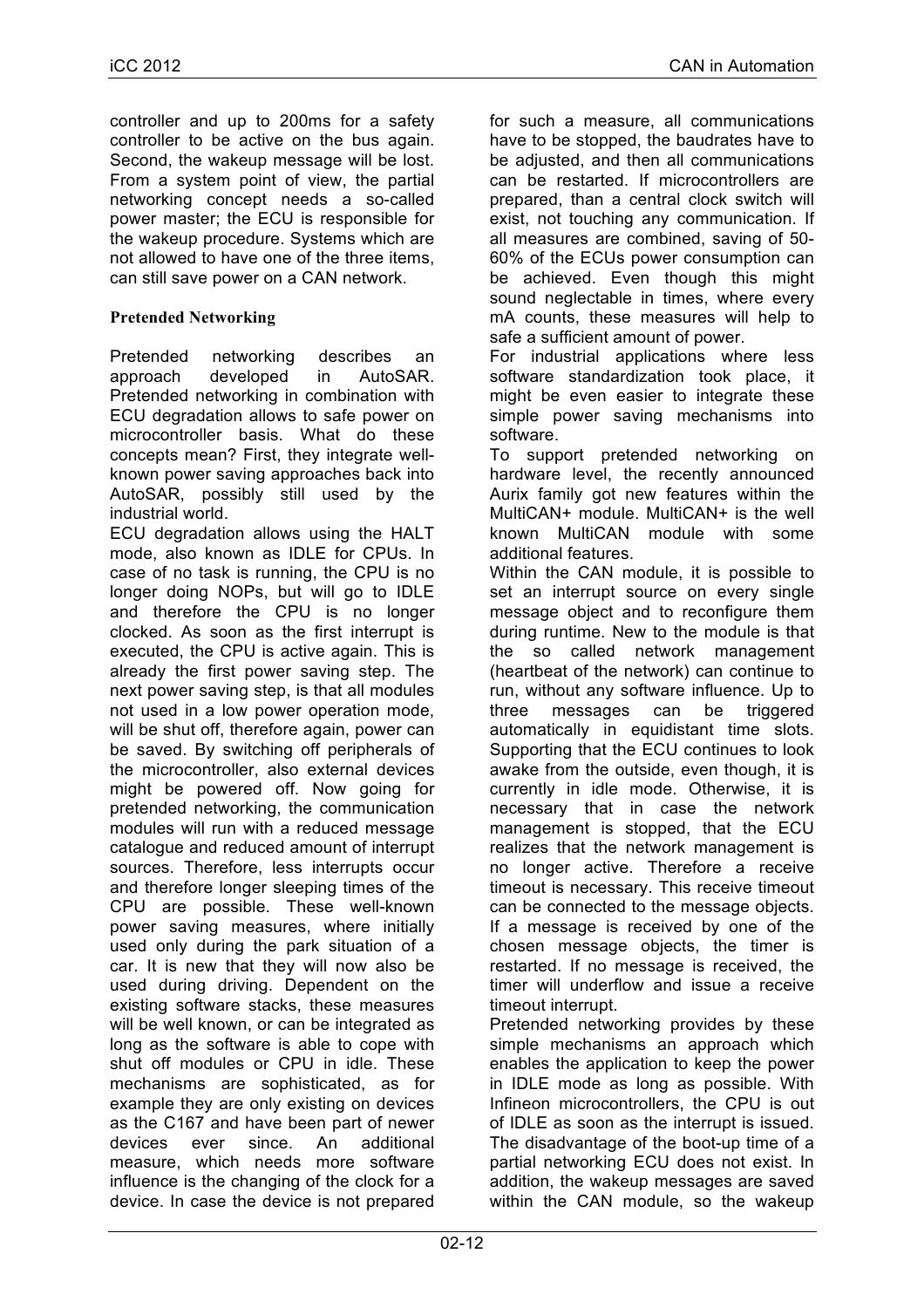controller and up to 200ms for a safety controller to be active on the bus again. Second, the wakeup message will be lost. From a system point of view, the partial networking concept needs a so-called power master; the ECU is responsible for the wakeup procedure. Systems which are not allowed to have one of the three items, can still save power on a CAN network.

### Pretended Networking

Pretended networking describes an approach developed in AutoSAR. Pretended networking in combination with ECU degradation allows to safe power on microcontroller basis. What do these concepts mean? First, they integrate well-known power saving approaches back into AutoSAR, possibly still used by the industrial world.

ECU degradation allows using the HALT mode, also known as IDLE for CPUs. In case of no task is running, the CPU is no longer doing NOPs, but will go to IDLE and therefore the CPU is no longer clocked. As soon as the first interrupt is executed, the CPU is active again. This is already the first power saving step. The next power saving step, is that all modules not used in a low power operation mode, will be shut off, therefore again, power can be saved. By switching off peripherals of the microcontroller, also external devices might be powered off. Now going for pretended networking, the communication modules will run with a reduced message catalogue and reduced amount of interrupt sources. Therefore, less interrupts occur and therefore longer sleeping times of the CPU are possible. These well-known power saving measures, where initially used only during the park situation of a car. It is new that they will now also be used during driving. Dependent on the existing software stacks, these measures will be well known, or can be integrated as long as the software is able to cope with shut off modules or CPU in idle. These mechanisms are sophisticated, as for example they are only existing on devices as the C167 and have been part of newer devices ever since. An additional measure, which needs more software influence is the changing of the clock for a device. In case the device is not prepared for such a measure, all communications have to be stopped, the baudrates have to be adjusted, and then all communications can be restarted. If microcontrollers are prepared, than a central clock switch will exist, not touching any communication. If all measures are combined, saving of 50-60% of the ECUs power consumption can be achieved. Even though this might sound neglectable in times, where every mA counts, these measures will help to safe a sufficient amount of power.

For industrial applications where less software standardization took place, it might be even easier to integrate these simple power saving mechanisms into software.

To support pretended networking on hardware level, the recently announced Aurix family got new features within the MultiCAN+ module. MultiCAN+ is the well known MultiCAN module with some additional features.

Within the CAN module, it is possible to set an interrupt source on every single message object and to reconfigure them during runtime. New to the module is that the so called network management (heartbeat of the network) can continue to run, without any software influence. Up to three messages can be triggered automatically in equidistant time slots. Supporting that the ECU continues to look awake from the outside, even though, it is currently in idle mode. Otherwise, it is necessary that in case the network management is stopped, that the ECU realizes that the network management is no longer active. Therefore a receive timeout is necessary. This receive timeout can be connected to the message objects. If a message is received by one of the chosen message objects, the timer is restarted. If no message is received, the timer will underflow and issue a receive timeout interrupt.

Pretended networking provides by these simple mechanisms an approach which enables the application to keep the power in IDLE mode as long as possible. With Infineon microcontrollers, the CPU is out of IDLE as soon as the interrupt is issued. The disadvantage of the boot-up time of a partial networking ECU does not exist. In addition, the wakeup messages are saved within the CAN module, so the wakeup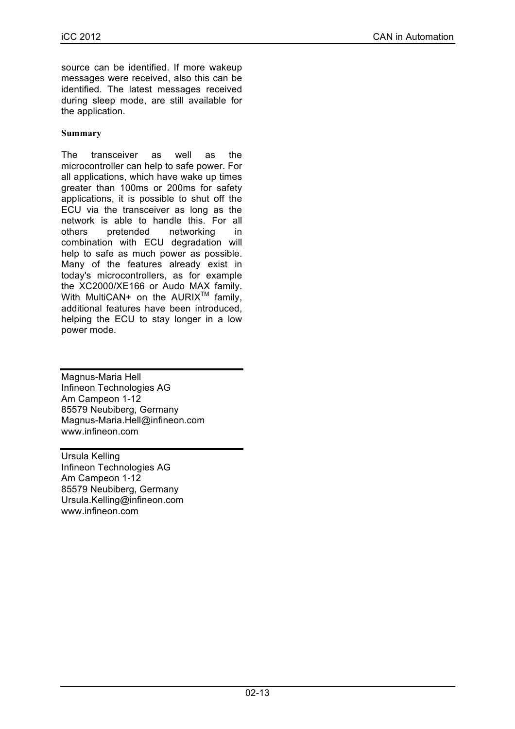source can be identified. If more wakeup messages were received, also this can be identified. The latest messages received during sleep mode, are still available for the application.

## Summary

The transceiver as well as the microcontroller can help to safe power. For all applications, which have wake up times greater than 100ms or 200ms for safety applications, it is possible to shut off the ECU via the transceiver as long as the network is able to handle this. For all others pretended networking in combination with ECU degradation will help to safe as much power as possible. Many of the features already exist in today's microcontrollers, as for example the XC2000/XE166 or Audo MAX family. With MultiCAN+ on the AURIX™ family, additional features have been introduced, helping the ECU to stay longer in a low power mode.

---

Magnus-Maria Hell
Infineon Technologies AG
Am Campeon 1-12
85579 Neubiberg, Germany
Magnus-Maria.Hell@infineon.com
www.infineon.com

---

Ursula Kelling
Infineon Technologies AG
Am Campeon 1-12
85579 Neubiberg, Germany
Ursula.Kelling@infineon.com
www.infineon.com